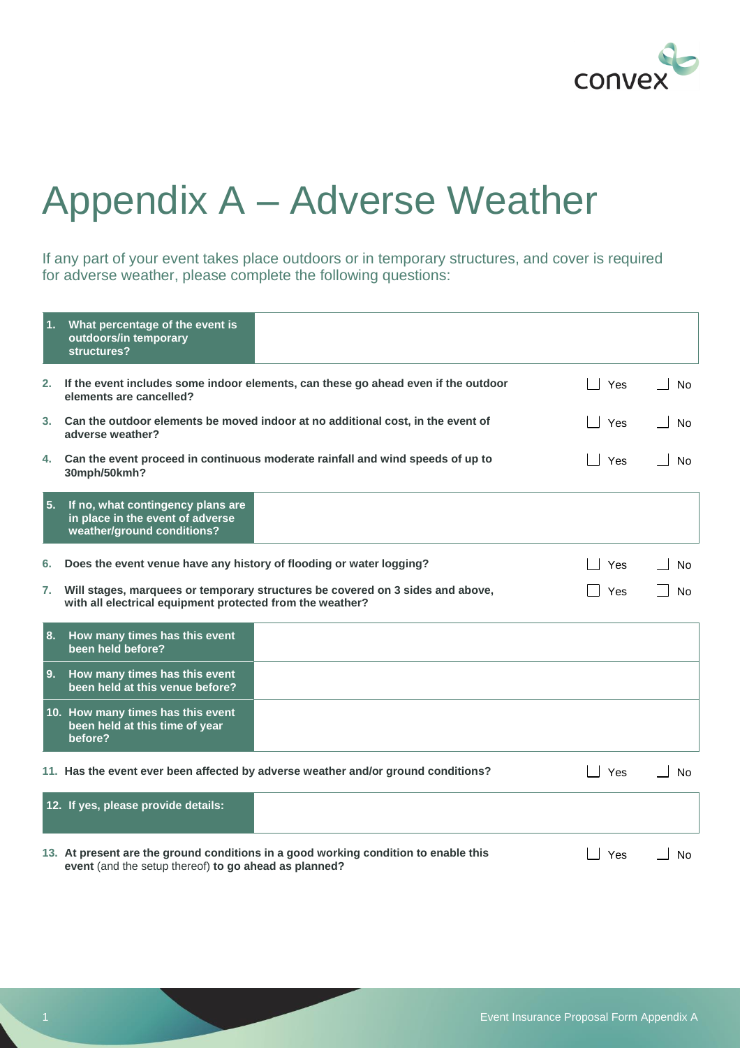# Appendix A – Adverse Weather

If any part of your event takes place outdoors or in temporary structures, and cover is required for adverse weather, please complete the following questions:

| | |
|---|---|
| **1. What percentage of the event is outdoors/in temporary structures?** | |

**2. If the event includes some indoor elements, can these go ahead even if the outdoor elements are cancelled?** ☐ Yes ☐ No

**3. Can the outdoor elements be moved indoor at no additional cost, in the event of adverse weather?** ☐ Yes ☐ No

**4. Can the event proceed in continuous moderate rainfall and wind speeds of up to 30mph/50kmh?** ☐ Yes ☐ No

| | |
|---|---|
| **5. If no, what contingency plans are in place in the event of adverse weather/ground conditions?** | |

**6. Does the event venue have any history of flooding or water logging?** ☐ Yes ☐ No

**7. Will stages, marquees or temporary structures be covered on 3 sides and above, with all electrical equipment protected from the weather?** ☐ Yes ☐ No

| | |
|---|---|
| **8. How many times has this event been held before?** | |
| **9. How many times has this event been held at this venue before?** | |
| **10. How many times has this event been held at this time of year before?** | |

**11. Has the event ever been affected by adverse weather and/or ground conditions?** ☐ Yes ☐ No

| | |
|---|---|
| **12. If yes, please provide details:** | |

**13. At present are the ground conditions in a good working condition to enable this event** (and the setup thereof) **to go ahead as planned?** ☐ Yes ☐ No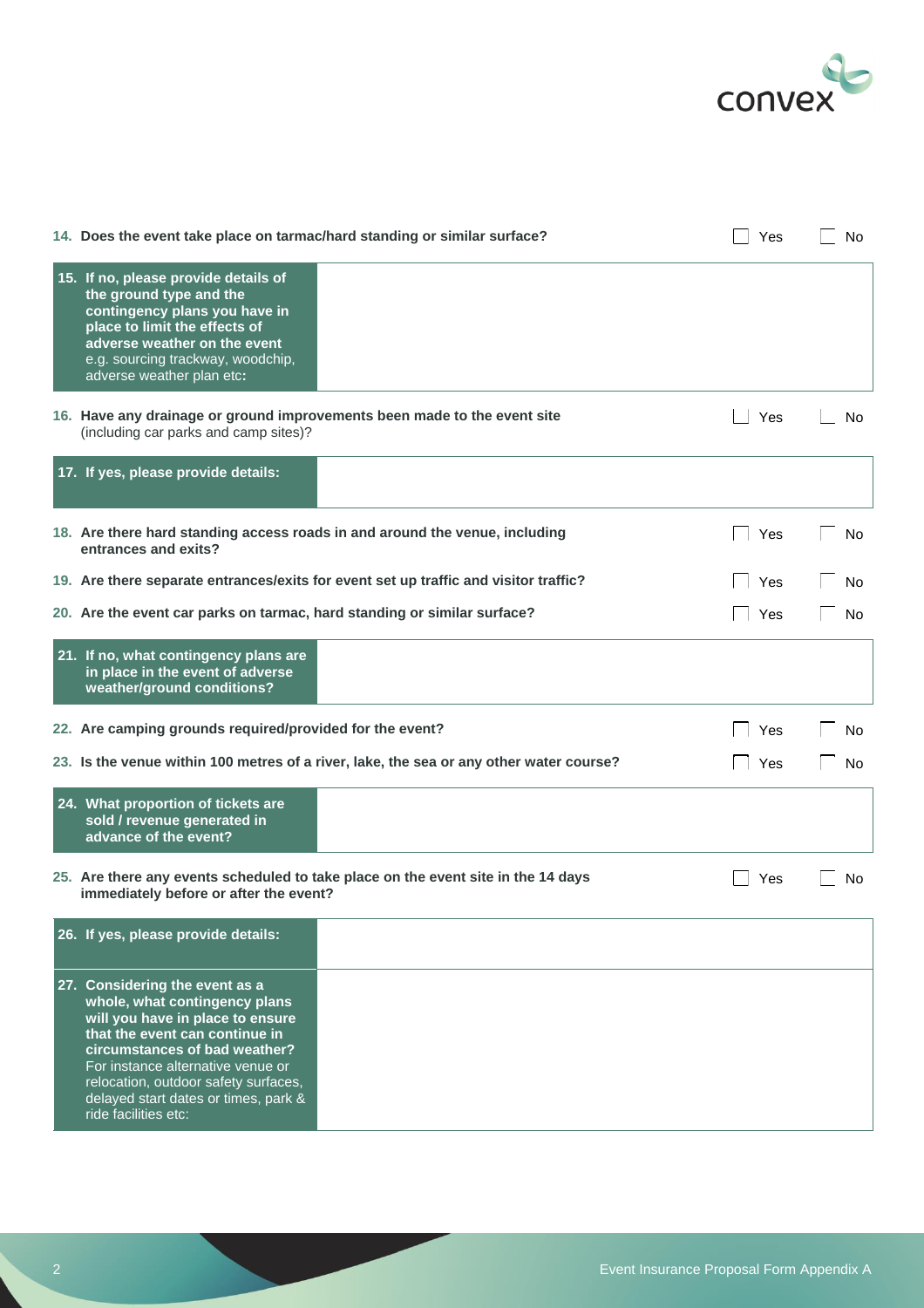14. **Does the event take place on tarmac/hard standing or similar surface?** ☐ Yes ☐ No

| | |
|---|---|
| **15. If no, please provide details of the ground type and the contingency plans you have in place to limit the effects of adverse weather on the event** e.g. sourcing trackway, woodchip, adverse weather plan etc**:** | |

16. **Have any drainage or ground improvements been made to the event site** (including car parks and camp sites)? ☐ Yes ☐ No

| | |
|---|---|
| **17. If yes, please provide details:** | |

18. **Are there hard standing access roads in and around the venue, including entrances and exits?** ☐ Yes ☐ No

19. **Are there separate entrances/exits for event set up traffic and visitor traffic?** ☐ Yes ☐ No

20. **Are the event car parks on tarmac, hard standing or similar surface?** ☐ Yes ☐ No

| | |
|---|---|
| **21. If no, what contingency plans are in place in the event of adverse weather/ground conditions?** | |

22. **Are camping grounds required/provided for the event?** ☐ Yes ☐ No

23. **Is the venue within 100 metres of a river, lake, the sea or any other water course?** ☐ Yes ☐ No

| | |
|---|---|
| **24. What proportion of tickets are sold / revenue generated in advance of the event?** | |

25. **Are there any events scheduled to take place on the event site in the 14 days immediately before or after the event?** ☐ Yes ☐ No

| | |
|---|---|
| **26. If yes, please provide details:** | |
| **27. Considering the event as a whole, what contingency plans will you have in place to ensure that the event can continue in circumstances of bad weather?** For instance alternative venue or relocation, outdoor safety surfaces, delayed start dates or times, park & ride facilities etc: | |